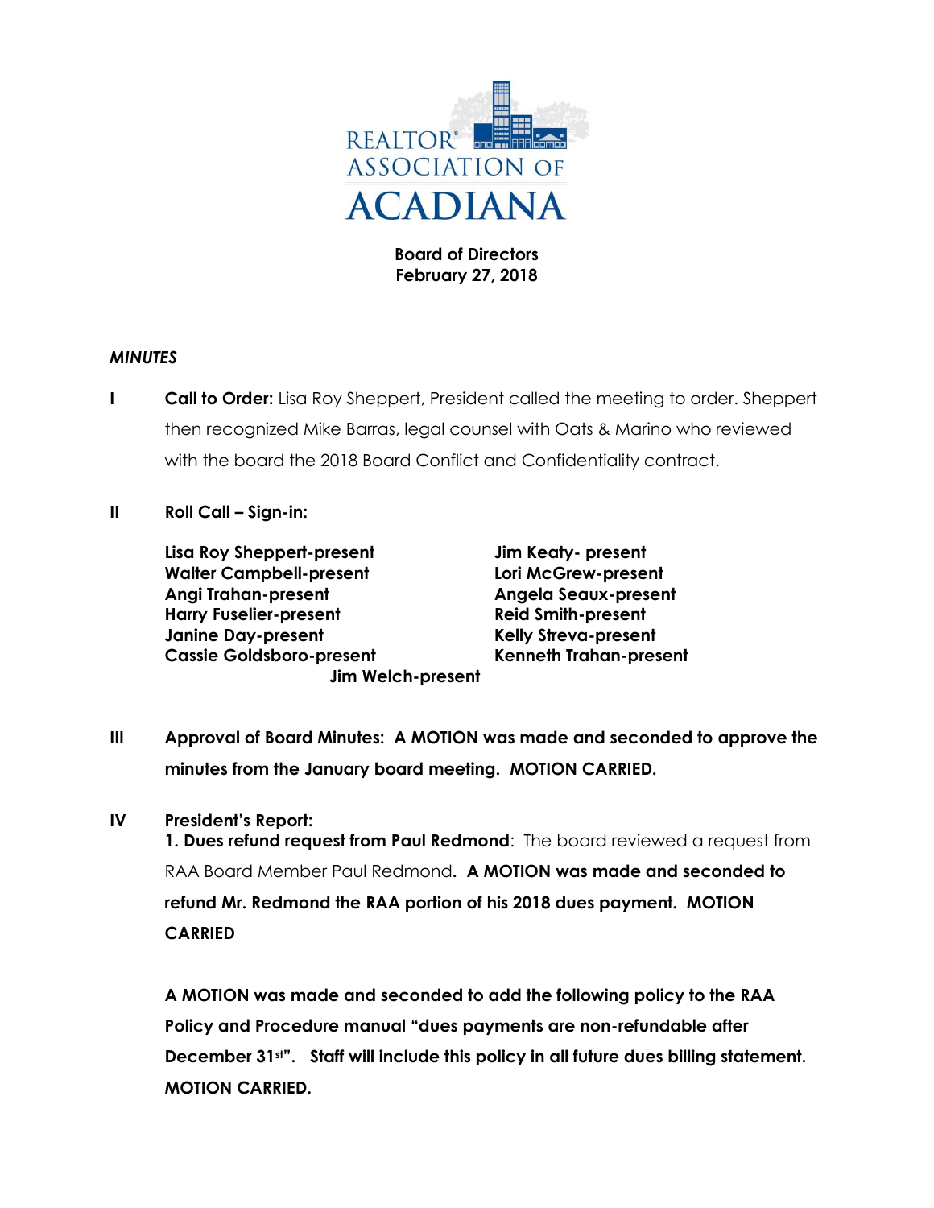REALTOR® ASSOCIATION OF ACADIANA

**Board of Directors**
**February 27, 2018**

***MINUTES***

**I** **Call to Order:** Lisa Roy Sheppert, President called the meeting to order. Sheppert then recognized Mike Barras, legal counsel with Oats & Marino who reviewed with the board the 2018 Board Conflict and Confidentiality contract.

**II** **Roll Call – Sign-in:**

**Lisa Roy Sheppert-present**
**Walter Campbell-present**
**Angi Trahan-present**
**Harry Fuselier-present**
**Janine Day-present**
**Cassie Goldsboro-present**
**Jim Keaty- present**
**Lori McGrew-present**
**Angela Seaux-present**
**Reid Smith-present**
**Kelly Streva-present**
**Kenneth Trahan-present**
**Jim Welch-present**

**III** **Approval of Board Minutes: A MOTION was made and seconded to approve the minutes from the January board meeting. MOTION CARRIED.**

**IV** **President's Report:**

**1. Dues refund request from Paul Redmond**: The board reviewed a request from RAA Board Member Paul Redmond**. A MOTION was made and seconded to refund Mr. Redmond the RAA portion of his 2018 dues payment. MOTION CARRIED**

**A MOTION was made and seconded to add the following policy to the RAA Policy and Procedure manual "dues payments are non-refundable after December 31st". Staff will include this policy in all future dues billing statement. MOTION CARRIED.**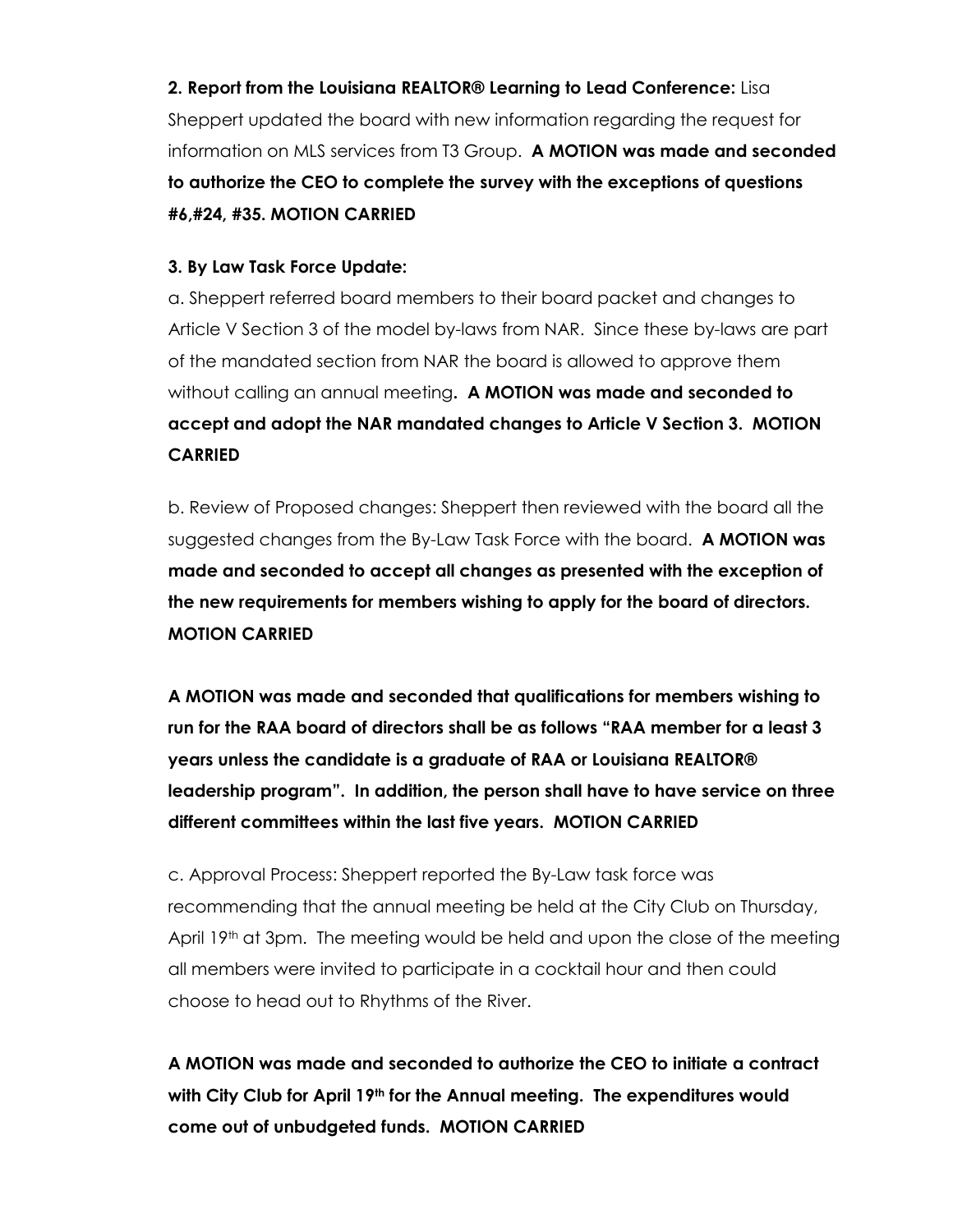**2. Report from the Louisiana REALTOR® Learning to Lead Conference:** Lisa Sheppert updated the board with new information regarding the request for information on MLS services from T3 Group. **A MOTION was made and seconded to authorize the CEO to complete the survey with the exceptions of questions #6,#24, #35. MOTION CARRIED**

**3. By Law Task Force Update:**

a. Sheppert referred board members to their board packet and changes to Article V Section 3 of the model by-laws from NAR. Since these by-laws are part of the mandated section from NAR the board is allowed to approve them without calling an annual meeting**. A MOTION was made and seconded to accept and adopt the NAR mandated changes to Article V Section 3. MOTION CARRIED**

b. Review of Proposed changes: Sheppert then reviewed with the board all the suggested changes from the By-Law Task Force with the board. **A MOTION was made and seconded to accept all changes as presented with the exception of the new requirements for members wishing to apply for the board of directors. MOTION CARRIED**

**A MOTION was made and seconded that qualifications for members wishing to run for the RAA board of directors shall be as follows "RAA member for a least 3 years unless the candidate is a graduate of RAA or Louisiana REALTOR® leadership program". In addition, the person shall have to have service on three different committees within the last five years. MOTION CARRIED**

c. Approval Process: Sheppert reported the By-Law task force was recommending that the annual meeting be held at the City Club on Thursday, April 19th at 3pm. The meeting would be held and upon the close of the meeting all members were invited to participate in a cocktail hour and then could choose to head out to Rhythms of the River.

**A MOTION was made and seconded to authorize the CEO to initiate a contract with City Club for April 19th for the Annual meeting. The expenditures would come out of unbudgeted funds. MOTION CARRIED**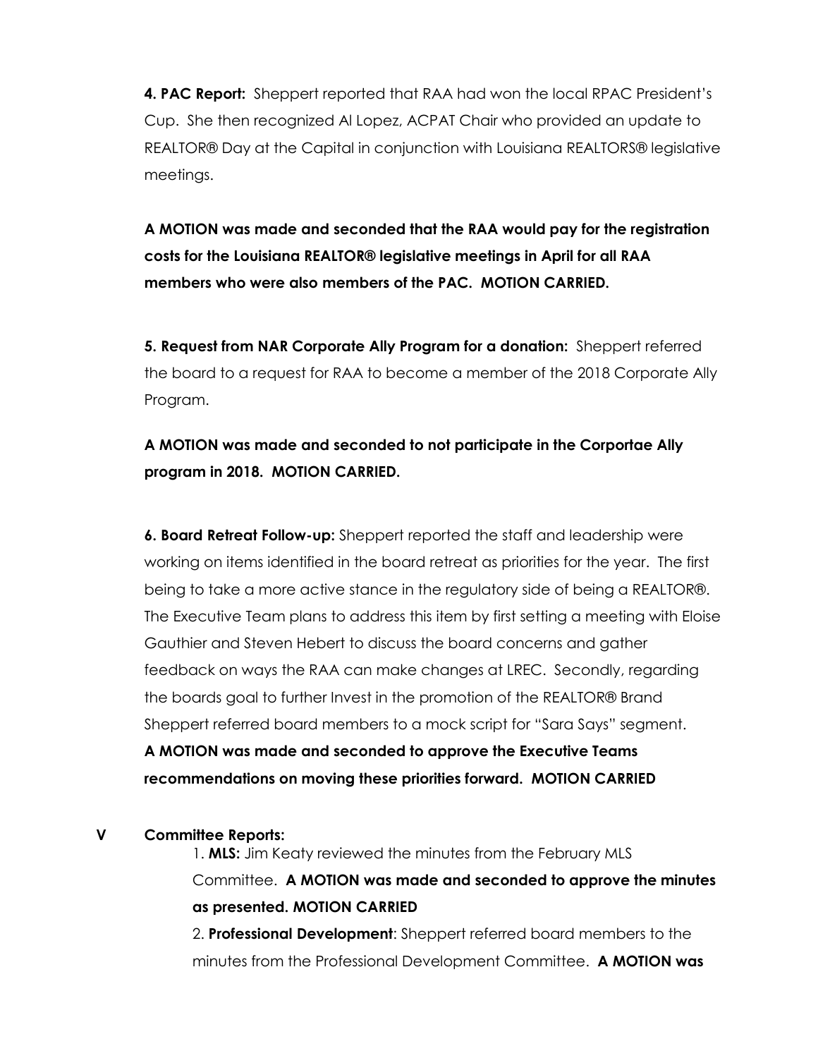**4. PAC Report:** Sheppert reported that RAA had won the local RPAC President's Cup. She then recognized Al Lopez, ACPAT Chair who provided an update to REALTOR® Day at the Capital in conjunction with Louisiana REALTORS® legislative meetings.

**A MOTION was made and seconded that the RAA would pay for the registration costs for the Louisiana REALTOR® legislative meetings in April for all RAA members who were also members of the PAC. MOTION CARRIED.**

**5. Request from NAR Corporate Ally Program for a donation:** Sheppert referred the board to a request for RAA to become a member of the 2018 Corporate Ally Program.

**A MOTION was made and seconded to not participate in the Corportae Ally program in 2018. MOTION CARRIED.**

**6. Board Retreat Follow-up:** Sheppert reported the staff and leadership were working on items identified in the board retreat as priorities for the year. The first being to take a more active stance in the regulatory side of being a REALTOR®. The Executive Team plans to address this item by first setting a meeting with Eloise Gauthier and Steven Hebert to discuss the board concerns and gather feedback on ways the RAA can make changes at LREC. Secondly, regarding the boards goal to further Invest in the promotion of the REALTOR® Brand Sheppert referred board members to a mock script for "Sara Says" segment.
**A MOTION was made and seconded to approve the Executive Teams recommendations on moving these priorities forward. MOTION CARRIED**

## V Committee Reports:

1. **MLS:** Jim Keaty reviewed the minutes from the February MLS Committee. **A MOTION was made and seconded to approve the minutes as presented. MOTION CARRIED**

2. **Professional Development**: Sheppert referred board members to the minutes from the Professional Development Committee. **A MOTION was**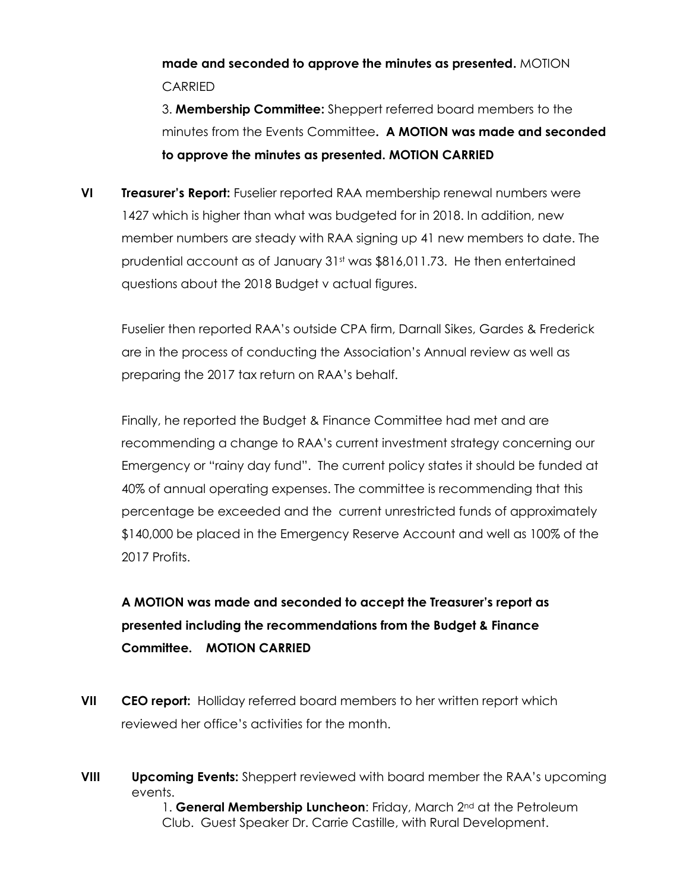**made and seconded to approve the minutes as presented.** MOTION CARRIED

3. **Membership Committee:** Sheppert referred board members to the minutes from the Events Committee**. A MOTION was made and seconded to approve the minutes as presented. MOTION CARRIED**

**VI Treasurer's Report:** Fuselier reported RAA membership renewal numbers were 1427 which is higher than what was budgeted for in 2018. In addition, new member numbers are steady with RAA signing up 41 new members to date. The prudential account as of January 31st was $816,011.73. He then entertained questions about the 2018 Budget v actual figures.

Fuselier then reported RAA's outside CPA firm, Darnall Sikes, Gardes & Frederick are in the process of conducting the Association's Annual review as well as preparing the 2017 tax return on RAA's behalf.

Finally, he reported the Budget & Finance Committee had met and are recommending a change to RAA's current investment strategy concerning our Emergency or "rainy day fund". The current policy states it should be funded at 40% of annual operating expenses. The committee is recommending that this percentage be exceeded and the current unrestricted funds of approximately $140,000 be placed in the Emergency Reserve Account and well as 100% of the 2017 Profits.

**A MOTION was made and seconded to accept the Treasurer's report as presented including the recommendations from the Budget & Finance Committee. MOTION CARRIED**

**VII CEO report:** Holliday referred board members to her written report which reviewed her office's activities for the month.

**VIII Upcoming Events:** Sheppert reviewed with board member the RAA's upcoming events.

1. **General Membership Luncheon**: Friday, March 2nd at the Petroleum Club. Guest Speaker Dr. Carrie Castille, with Rural Development.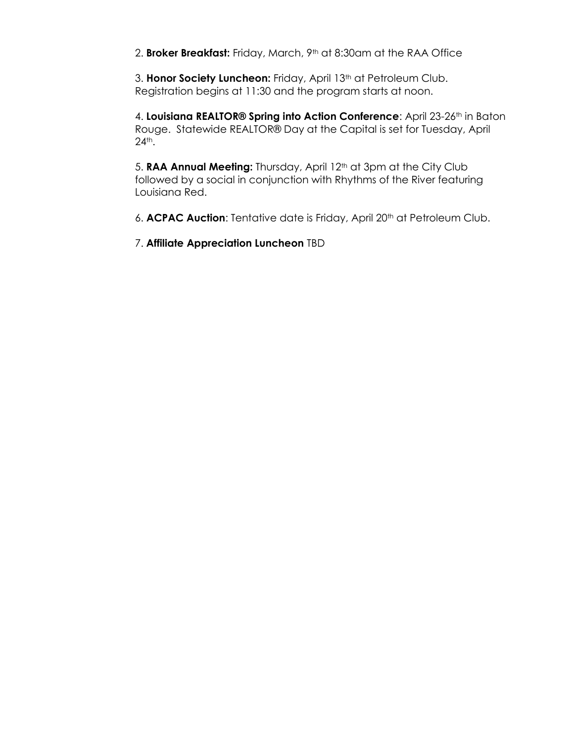2. **Broker Breakfast:** Friday, March, 9th at 8:30am at the RAA Office

3. **Honor Society Luncheon:** Friday, April 13th at Petroleum Club. Registration begins at 11:30 and the program starts at noon.

4. **Louisiana REALTOR® Spring into Action Conference**: April 23-26th in Baton Rouge. Statewide REALTOR® Day at the Capital is set for Tuesday, April 24th.

5. **RAA Annual Meeting:** Thursday, April 12th at 3pm at the City Club followed by a social in conjunction with Rhythms of the River featuring Louisiana Red.

6. **ACPAC Auction**: Tentative date is Friday, April 20th at Petroleum Club.

7. **Affiliate Appreciation Luncheon** TBD